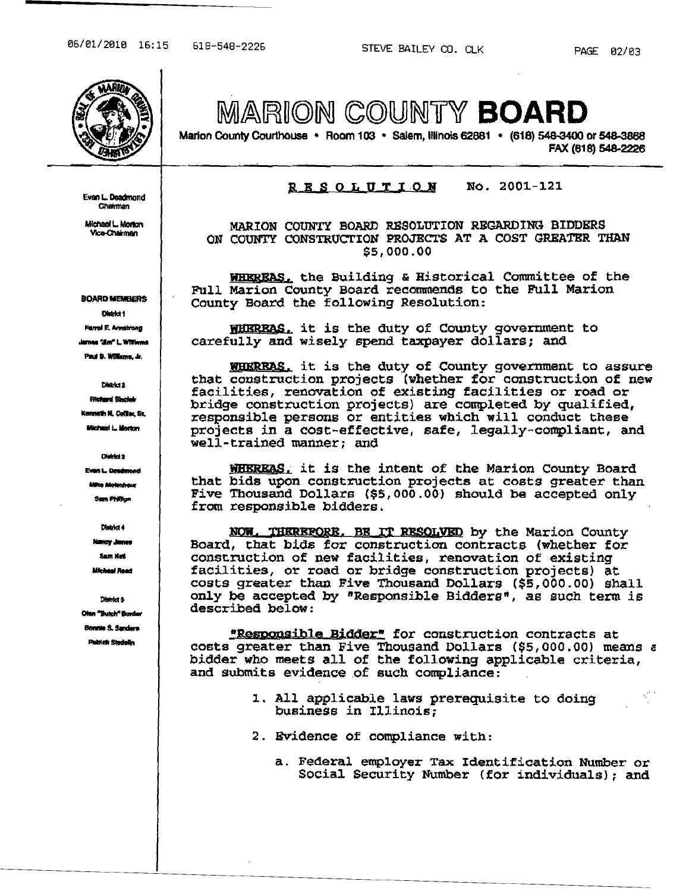# MARION COUNTY BOARD

Marion County Courthouse • Room 103 • Salem, Illinois 62881 • (618) 548-3400 or 548-3868
FAX (618) 548-2226

Evan L. Deadmond
Chairman

Michael L. Morton
Vice-Chairman

**BOARD MEMBERS**

District 1
Farrel E. Armstrong
James "Jim" L. Williams
Paul B. Williams, Jr.

District 2
Richard Sinclair
Kenneth N. Collier, Sr.
Michael L. Morton

District 3
Evan L. Deadmond
Mike Molenhour
Sam Phillips

District 4
Nancy James
Sam Hart
Michael Reed

District 5
Olen "Butch" Border
Bonnie S. Sanders
Patrick Stedelin

## R E S O L U T I O N No. 2001-121

MARION COUNTY BOARD RESOLUTION REGARDING BIDDERS ON COUNTY CONSTRUCTION PROJECTS AT A COST GREATER THAN $5,000.00

WHEREAS, the Building & Historical Committee of the Full Marion County Board recommends to the Full Marion County Board the following Resolution:

WHEREAS, it is the duty of County government to carefully and wisely spend taxpayer dollars; and

WHEREAS, it is the duty of County government to assure that construction projects (whether for construction of new facilities, renovation of existing facilities or road or bridge construction projects) are completed by qualified, responsible persons or entities which will conduct these projects in a cost-effective, safe, legally-compliant, and well-trained manner; and

WHEREAS, it is the intent of the Marion County Board that bids upon construction projects at costs greater than Five Thousand Dollars ($5,000.00) should be accepted only from responsible bidders.

NOW, THEREFORE, BE IT RESOLVED by the Marion County Board, that bids for construction contracts (whether for construction of new facilities, renovation of existing facilities, or road or bridge construction projects) at costs greater than Five Thousand Dollars ($5,000.00) shall only be accepted by "Responsible Bidders", as such term is described below:

"Responsible Bidder" for construction contracts at costs greater than Five Thousand Dollars ($5,000.00) means a bidder who meets all of the following applicable criteria, and submits evidence of such compliance:

1. All applicable laws prerequisite to doing business in Illinois;
2. Evidence of compliance with:
   a. Federal employer Tax Identification Number or Social Security Number (for individuals); and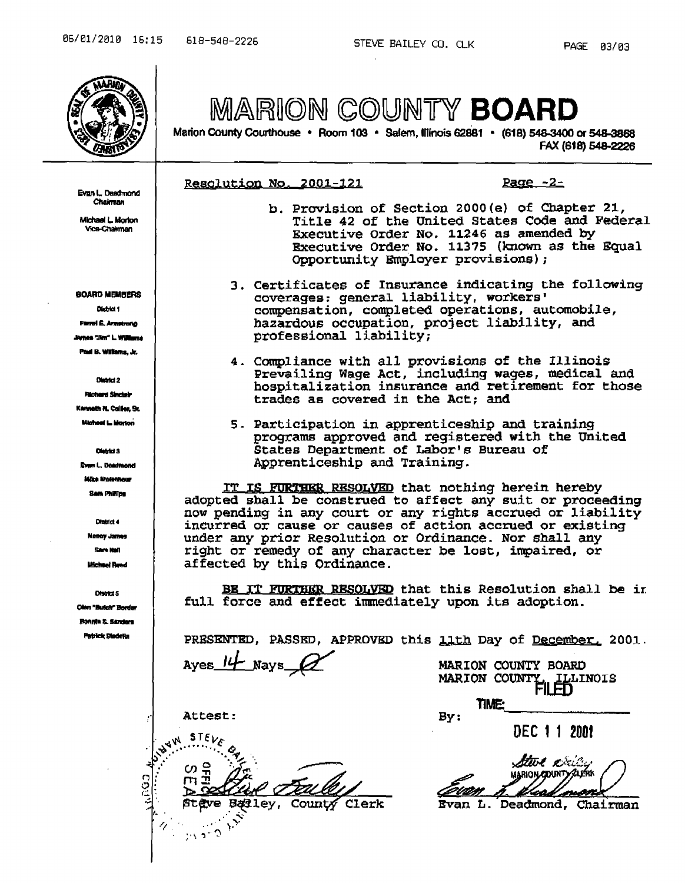# MARION COUNTY BOARD

Marion County Courthouse • Room 103 • Salem, Illinois 62881 • (618) 548-3400 or 548-3868
FAX (618) 548-2226

Evan L. Deadmond
Chairman

Michael L. Morton
Vice-Chairman

**BOARD MEMBERS**

District 1
Ferrel E. Armstrong
James "Jim" L. Williams
Paul B. Williams, Jr.

District 2
Richard Sinclair
Kenneth N. Collier, Sr.
Michael L. Morton

District 3
Evan L. Deadmond
Mike Molenhour
Sam Phillips

District 4
Nancy James
Sam Hall
Michael Reed

District 5
Glen "Butch" Border
Bonnie S. Sanders
Patrick Stedelin

Resolution No. 2001-121 &nbsp;&nbsp;&nbsp;&nbsp; Page -2-

b. Provision of Section 2000(e) of Chapter 21, Title 42 of the United States Code and Federal Executive Order No. 11246 as amended by Executive Order No. 11375 (known as the Equal Opportunity Employer provisions);

3. Certificates of Insurance indicating the following coverages: general liability, workers' compensation, completed operations, automobile, hazardous occupation, project liability, and professional liability;

4. Compliance with all provisions of the Illinois Prevailing Wage Act, including wages, medical and hospitalization insurance and retirement for those trades as covered in the Act; and

5. Participation in apprenticeship and training programs approved and registered with the United States Department of Labor's Bureau of Apprenticeship and Training.

IT IS FURTHER RESOLVED that nothing herein hereby adopted shall be construed to affect any suit or proceeding now pending in any court or any rights accrued or liability incurred or cause or causes of action accrued or existing under any prior Resolution or Ordinance. Nor shall any right or remedy of any character be lost, impaired, or affected by this Ordinance.

BE IT FURTHER RESOLVED that this Resolution shall be in full force and effect immediately upon its adoption.

PRESENTED, PASSED, APPROVED this 11th Day of December, 2001.

Ayes 14 Nays 0

MARION COUNTY BOARD
MARION COUNTY, ILLINOIS

FILED
TIME: \_\_\_\_\_\_\_\_
DEC 11 2001
Steve Bailey
MARION COUNTY CLERK

Attest:

Steve Bailey, County Clerk

By:

Evan L. Deadmond, Chairman